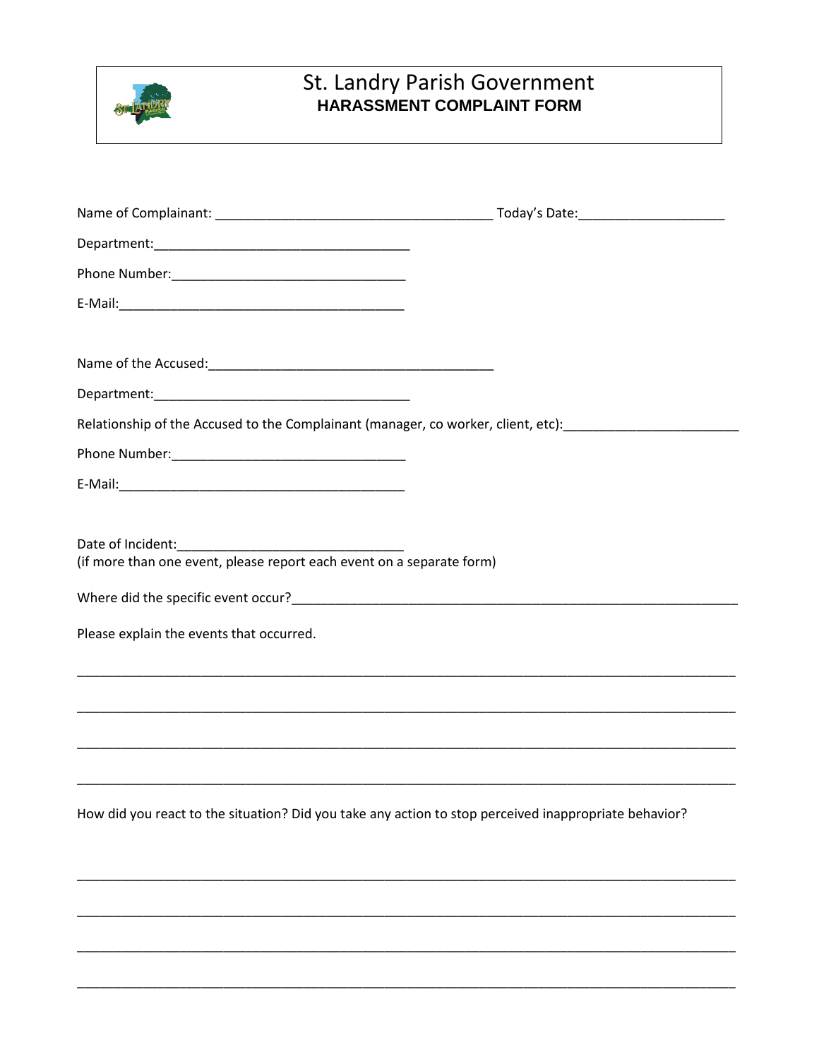# St. Landry Parish Government

## HARASSMENT COMPLAINT FORM

Name of Complainant: ______________________________________ Today's Date:____________________

Department:___________________________________

Phone Number:________________________________

E-Mail:_______________________________________

Name of the Accused:_______________________________________

Department:___________________________________

Relationship of the Accused to the Complainant (manager, co worker, client, etc):________________________

Phone Number:________________________________

E-Mail:_______________________________________

Date of Incident:______________________________
(if more than one event, please report each event on a separate form)

Where did the specific event occur?______________________________________________________________

Please explain the events that occurred.

___________________________________________________________________________________________

___________________________________________________________________________________________

___________________________________________________________________________________________

___________________________________________________________________________________________

How did you react to the situation? Did you take any action to stop perceived inappropriate behavior?

___________________________________________________________________________________________

___________________________________________________________________________________________

___________________________________________________________________________________________

___________________________________________________________________________________________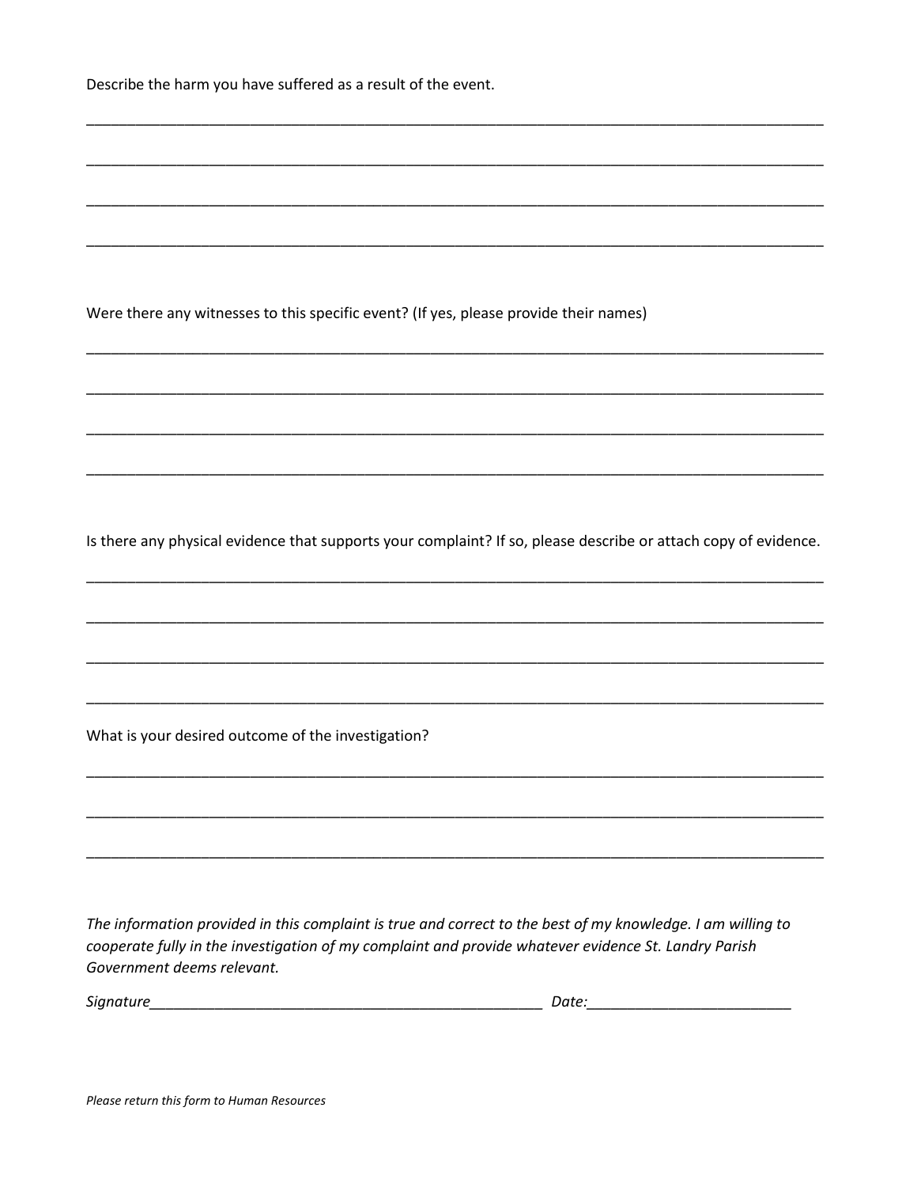Describe the harm you have suffered as a result of the event.

______________________________________________________________________________________

______________________________________________________________________________________

______________________________________________________________________________________

______________________________________________________________________________________

Were there any witnesses to this specific event? (If yes, please provide their names)

______________________________________________________________________________________

______________________________________________________________________________________

______________________________________________________________________________________

______________________________________________________________________________________

Is there any physical evidence that supports your complaint? If so, please describe or attach copy of evidence.

______________________________________________________________________________________

______________________________________________________________________________________

______________________________________________________________________________________

______________________________________________________________________________________

What is your desired outcome of the investigation?

______________________________________________________________________________________

______________________________________________________________________________________

______________________________________________________________________________________

*The information provided in this complaint is true and correct to the best of my knowledge. I am willing to cooperate fully in the investigation of my complaint and provide whatever evidence St. Landry Parish Government deems relevant.*

*Signature*_______________________________________________ *Date:*________________________

*Please return this form to Human Resources*